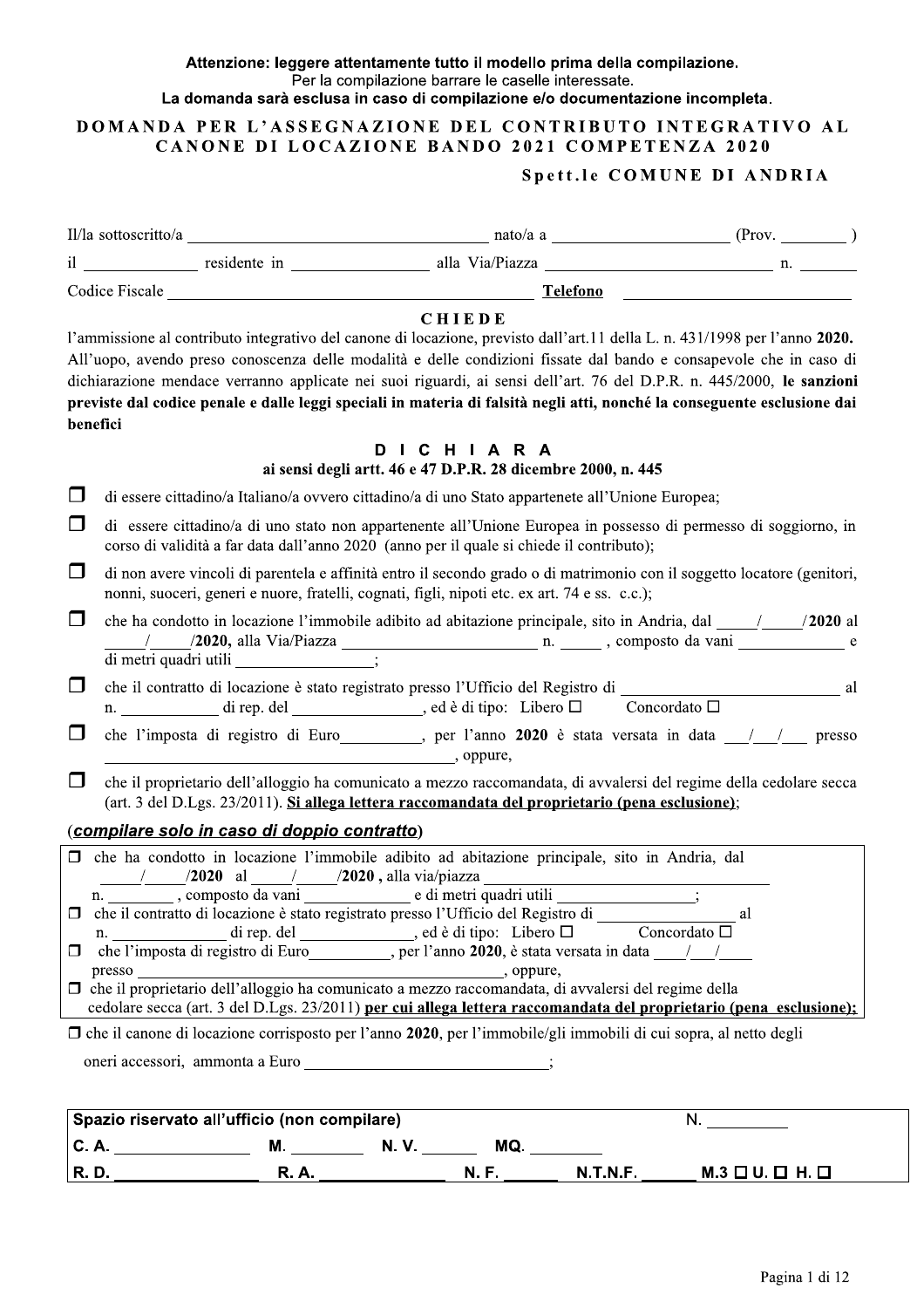**Attenzione: leggere attentamente tutto il modello prima della compilazione.**
Per la compilazione barrare le caselle interessate.
**La domanda sarà esclusa in caso di compilazione e/o documentazione incompleta.**

# DOMANDA PER L'ASSEGNAZIONE DEL CONTRIBUTO INTEGRATIVO AL CANONE DI LOCAZIONE BANDO 2021 COMPETENZA 2020

**Spett.le COMUNE DI ANDRIA**

Il/la sottoscritto/a ______________________________ nato/a a ____________________ (Prov. ________ )

il ____________ residente in ________________ alla Via/Piazza __________________________ n. _______

Codice Fiscale ________________________________________ **Telefono** ___________________________

## CHIEDE

l'ammissione al contributo integrativo del canone di locazione, previsto dall'art.11 della L. n. 431/1998 per l'anno **2020.** All'uopo, avendo preso conoscenza delle modalità e delle condizioni fissate dal bando e consapevole che in caso di dichiarazione mendace verranno applicate nei suoi riguardi, ai sensi dell'art. 76 del D.P.R. n. 445/2000, **le sanzioni previste dal codice penale e dalle leggi speciali in materia di falsità negli atti, nonché la conseguente esclusione dai benefici**

## D I C H I A R A

**ai sensi degli artt. 46 e 47 D.P.R. 28 dicembre 2000, n. 445**

- ☐ di essere cittadino/a Italiano/a ovvero cittadino/a di uno Stato appartenete all'Unione Europea;
- ☐ di essere cittadino/a di uno stato non appartenente all'Unione Europea in possesso di permesso di soggiorno, in corso di validità a far data dall'anno 2020 (anno per il quale si chiede il contributo);
- ☐ di non avere vincoli di parentela e affinità entro il secondo grado o di matrimonio con il soggetto locatore (genitori, nonni, suoceri, generi e nuore, fratelli, cognati, figli, nipoti etc. ex art. 74 e ss. c.c.);
- ☐ che ha condotto in locazione l'immobile adibito ad abitazione principale, sito in Andria, dal _____/_____/**2020** al _____/_____/**2020**, alla Via/Piazza ________________________ n. _____ , composto da vani ____________ e di metri quadri utili ________________;
- ☐ che il contratto di locazione è stato registrato presso l'Ufficio del Registro di __________________________ al n. ___________ di rep. del _______________, ed è di tipo: Libero ☐ Concordato ☐
- ☐ che l'imposta di registro di Euro_________, per l'anno **2020** è stata versata in data ___/___/___ presso ______________________________, oppure,
- ☐ che il proprietario dell'alloggio ha comunicato a mezzo raccomandata, di avvalersi del regime della cedolare secca (art. 3 del D.Lgs. 23/2011). **Si allega lettera raccomandata del proprietario (pena esclusione)**;

(***compilare solo in caso di doppio contratto***)

- ☐ che ha condotto in locazione l'immobile adibito ad abitazione principale, sito in Andria, dal _____/_____/**2020** al _____/_____/**2020** , alla via/piazza ______________________________ n. ________ , composto da vani ____________ e di metri quadri utili ________________;
- ☐ che il contratto di locazione è stato registrato presso l'Ufficio del Registro di ________________ al n. _____________ di rep. del _____________, ed è di tipo: Libero ☐ Concordato ☐
- ☐ che l'imposta di registro di Euro_________, per l'anno **2020**, è stata versata in data ____/___/____ presso ______________________________________________, oppure,
- ☐ che il proprietario dell'alloggio ha comunicato a mezzo raccomandata, di avvalersi del regime della cedolare secca (art. 3 del D.Lgs. 23/2011) **per cui allega lettera raccomandata del proprietario (pena esclusione);**

☐ che il canone di locazione corrisposto per l'anno **2020**, per l'immobile/gli immobili di cui sopra, al netto degli oneri accessori, ammonta a Euro ______________________________;

| **Spazio riservato all'ufficio (non compilare)** | | | | **N.** _________ |
|---|---|---|---|---|
| **C. A.** _______________ | **M.** ________ | **N. V.** ______ | **MQ.** ________ | |
| **R. D.** _______________ | **R. A.** _____________ | **N. F.** ______ | **N.T.N.F.** ______ | **M.3** ☐ **U.** ☐ **H.** ☐ |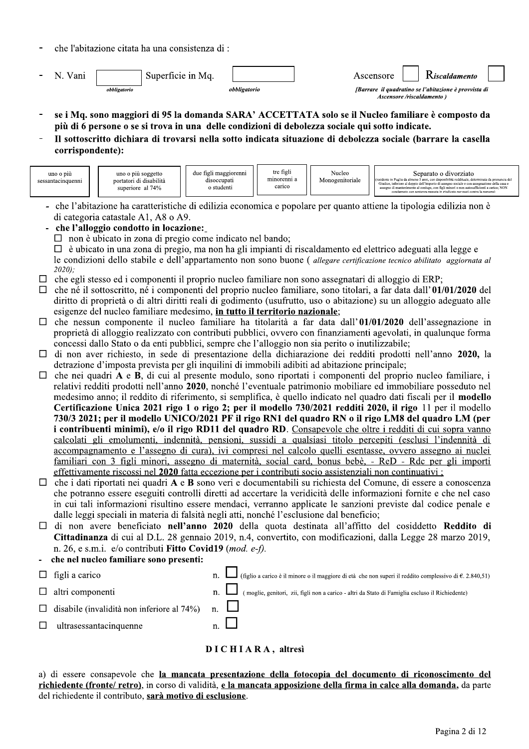- che l'abitazione citata ha una consistenza di :

- N. Vani ☐ *obbligatorio* Superficie in Mq. ☐ *obbligatorio* Ascensore ☐ ***Riscaldamento*** ☐

*[Barrare il quadratino se l'abitazione è provvista di Ascensore /riscaldamento )*

- **se i Mq. sono maggiori di 95 la domanda SARA' ACCETTATA solo se il Nucleo familiare è composto da più di 6 persone o se si trova in una delle condizioni di debolezza sociale qui sotto indicate.**
- **Il sottoscritto dichiara di trovarsi nella sotto indicata situazione di debolezza sociale (barrare la casella corrispondente):**

| uno o più sessantacinquenni | uno o più soggetto portatori di disabilità superiore al 74% | due figli maggiorenni disoccupati o studenti | tre figli minorenni a carico | Nucleo Monogenitoriale | Separato o divorziato (residente in Puglia da almeno 5 anni, con disponibilità reddituale, determinata da pronuncia del Giudice, inferiore al doppio dell'importo di assegno sociale e con assegnazione della casa e assegno di mantenimento al coniuge, con figli minori o non autosufficienti a carico; NON condannato con sentenza passata in giudicato per reati contro la persona) |
|---|---|---|---|---|---|
| ☐ | ☐ | ☐ | ☐ | ☐ | ☐ |

- che l'abitazione ha caratteristiche di edilizia economica e popolare per quanto attiene la tipologia edilizia non è di categoria catastale A1, A8 o A9.
- **che l'alloggio condotto in locazione:**
  - ☐ non è ubicato in zona di pregio come indicato nel bando;
  - ☐ è ubicato in una zona di pregio, ma non ha gli impianti di riscaldamento ed elettrico adeguati alla legge e le condizioni dello stabile e dell'appartamento non sono buone ( *allegare certificazione tecnico abilitato aggiornata al 2020);*

☐ che egli stesso ed i componenti il proprio nucleo familiare non sono assegnatari di alloggio di ERP;

☐ che né il sottoscritto, né i componenti del proprio nucleo familiare, sono titolari, a far data dall' **01/01/2020** del diritto di proprietà o di altri diritti reali di godimento (usufrutto, uso o abitazione) su un alloggio adeguato alle esigenze del nucleo familiare medesimo, **<u>in tutto il territorio nazionale</u>**;

☐ che nessun componente il nucleo familiare ha titolarità a far data dall' **01/01/2020** dell'assegnazione in proprietà di alloggio realizzato con contributi pubblici, ovvero con finanziamenti agevolati, in qualunque forma concessi dallo Stato o da enti pubblici, sempre che l'alloggio non sia perito o inutilizzabile;

☐ di non aver richiesto, in sede di presentazione della dichiarazione dei redditi prodotti nell'anno **2020**, la detrazione d'imposta prevista per gli inquilini di immobili adibiti ad abitazione principale;

☐ che nei quadri **A** e **B**, di cui al presente modulo, sono riportati i componenti del proprio nucleo familiare, i relativi redditi prodotti nell'anno **2020**, nonché l'eventuale patrimonio mobiliare ed immobiliare posseduto nel medesimo anno; il reddito di riferimento, si semplifica, è quello indicato nel quadro dati fiscali per il **modello Certificazione Unica 2021 rigo 1 o rigo 2; per il modello 730/2021 redditi 2020, il rigo** 11 per il modello **730/3 2021; per il modello UNICO/2021 PF il rigo RN1 del quadro RN o il rigo LM8 del quadro LM (per i contribuenti minimi), e/o il rigo RD11 del quadro RD**. <u>Consapevole che oltre i redditi di cui sopra vanno calcolati gli emolumenti, indennità, pensioni, sussidi a qualsiasi titolo percepiti (esclusi l'indennità di accompagnamento e l'assegno di cura), ivi compresi nel calcolo quelli esentasse, ovvero assegno ai nuclei familiari con 3 figli minori, assegno di maternità, social card, bonus bebè, - ReD - Rdc per gli importi effettivamente riscossi nel **2020** fatta eccezione per i contributi socio assistenziali non continuativi ;</u>

☐ che i dati riportati nei quadri **A** e **B** sono veri e documentabili su richiesta del Comune, di essere a conoscenza che potranno essere eseguiti controlli diretti ad accertare la veridicità delle informazioni fornite e che nel caso in cui tali informazioni risultino essere mendaci, verranno applicate le sanzioni previste dal codice penale e dalle leggi speciali in materia di falsità negli atti, nonché l'esclusione dal beneficio;

☐ di non avere beneficiato **nell'anno 2020** della quota destinata all'affitto del cosiddetto **Reddito di Cittadinanza** di cui al D.L. 28 gennaio 2019, n.4, convertito, con modificazioni, dalla Legge 28 marzo 2019, n. 26, e s.m.i. e/o contributi **Fitto Covid19** (*mod. e-f)*.

- **che nel nucleo familiare sono presenti:**

☐ figli a carico n. ☐ (figlio a carico è il minore o il maggiore di età che non superi il reddito complessivo di €. 2.840,51)

☐ altri componenti n. ☐ ( moglie, genitori, zii, figli non a carico - altri da Stato di Famiglia escluso il Richiedente)

☐ disabile (invalidità non inferiore al 74%) n. ☐

☐ ultrasessantacinquenne n. ☐

## D I C H I A R A , altresì

a) di essere consapevole che **<u>la mancata presentazione della fotocopia del documento di riconoscimento del richiedente (fronte/ retro)</u>**, in corso di validità, **<u>e la mancata apposizione della firma in calce alla domanda,</u>** da parte del richiedente il contributo, **<u>sarà motivo di esclusione</u>**.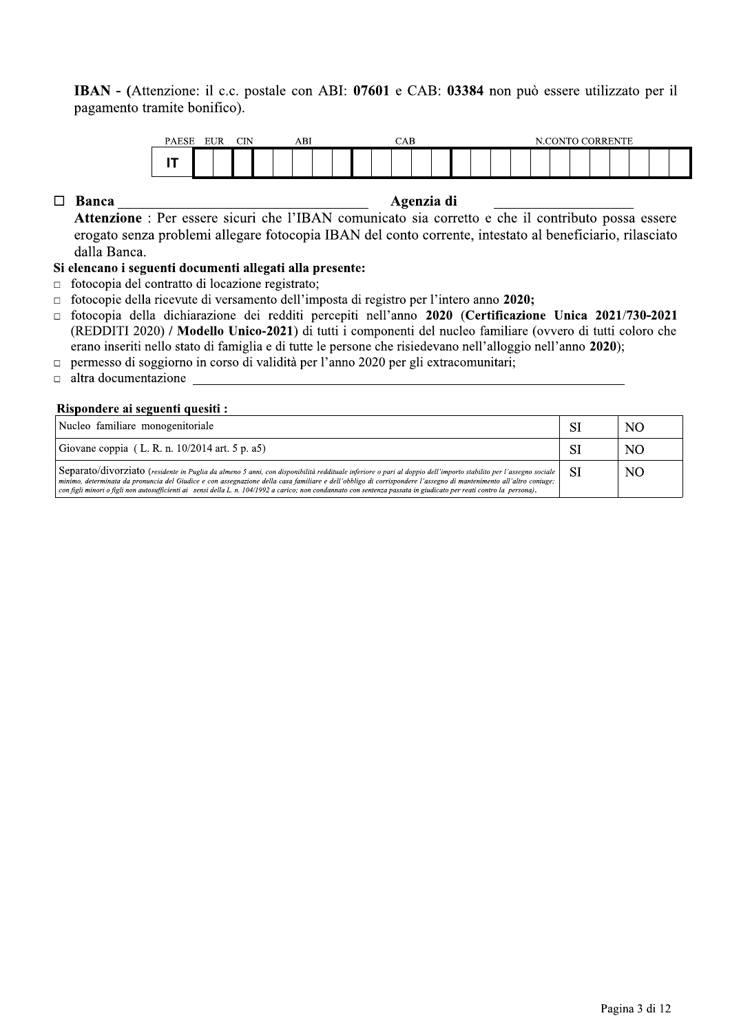**IBAN - (**Attenzione: il c.c. postale con ABI: **07601** e CAB: **03384** non può essere utilizzato per il pagamento tramite bonifico).

| PAESE | EUR | CIN | ABI | CAB | N.CONTO CORRENTE |
|---|---|---|---|---|---|
| IT | | | | | |

☐ **Banca** ______________________________ **Agenzia di** ____________________

**Attenzione** : Per essere sicuri che l'IBAN comunicato sia corretto e che il contributo possa essere erogato senza problemi allegare fotocopia IBAN del conto corrente, intestato al beneficiario, rilasciato dalla Banca.

**Si elencano i seguenti documenti allegati alla presente:**

- ☐ fotocopia del contratto di locazione registrato;
- ☐ fotocopie della ricevute di versamento dell'imposta di registro per l'intero anno **2020;**
- ☐ fotocopia della dichiarazione dei redditi percepiti nell'anno **2020** (**Certificazione Unica 2021/730-2021** (REDDITI 2020) / **Modello Unico-2021**) di tutti i componenti del nucleo familiare (ovvero di tutti coloro che erano inseriti nello stato di famiglia e di tutte le persone che risiedevano nell'alloggio nell'anno **2020**);
- ☐ permesso di soggiorno in corso di validità per l'anno 2020 per gli extracomunitari;
- ☐ altra documentazione ______________________________________________

**Rispondere ai seguenti quesiti :**

| | | |
|---|---|---|
| Nucleo familiare monogenitoriale | SI | NO |
| Giovane coppia ( L. R. n. 10/2014 art. 5 p. a5) | SI | NO |
| Separato/divorziato (*residente in Puglia da almeno 5 anni, con disponibilità reddituale inferiore o pari al doppio dell'importo stabilito per l'assegno sociale minimo, determinata da pronuncia del Giudice e con assegnazione della casa familiare e dell'obbligo di corrispondere l'assegno di mantenimento all'altro coniuge; con figli minori o figli non autosufficienti ai sensi della L. n. 104/1992 a carico; non condannato con sentenza passata in giudicato per reati contro la persona).* | SI | NO |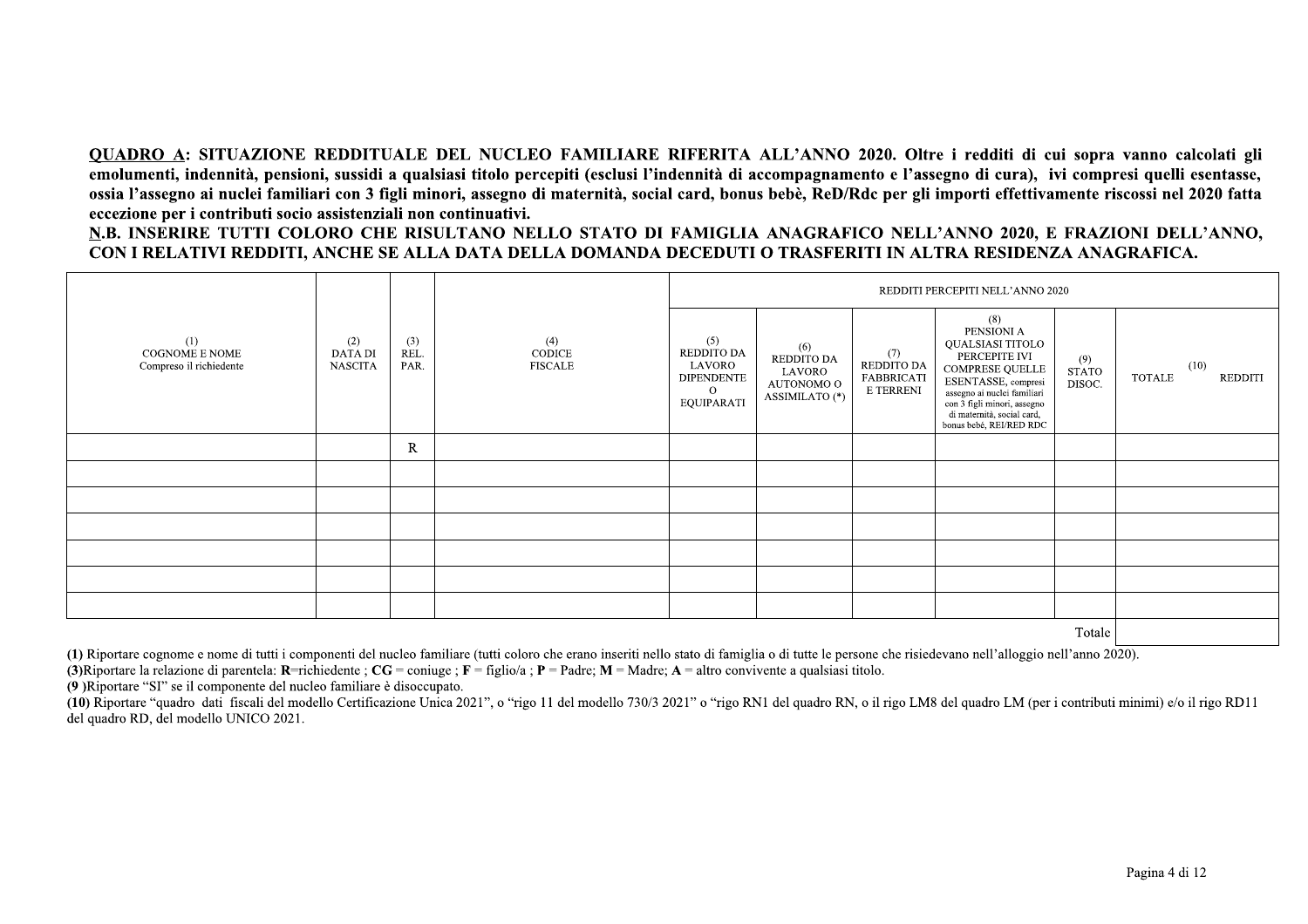**<u>QUADRO A</u>: SITUAZIONE REDDITUALE DEL NUCLEO FAMILIARE RIFERITA ALL'ANNO 2020. Oltre i redditi di cui sopra vanno calcolati gli emolumenti, indennità, pensioni, sussidi a qualsiasi titolo percepiti (esclusi l'indennità di accompagnamento e l'assegno di cura), ivi compresi quelli esentasse, ossia l'assegno ai nuclei familiari con 3 figli minori, assegno di maternità, social card, bonus bebè, ReD/Rdc per gli importi effettivamente riscossi nel 2020 fatta eccezione per i contributi socio assistenziali non continuativi.**

**<u>N</u>.B. INSERIRE TUTTI COLORO CHE RISULTANO NELLO STATO DI FAMIGLIA ANAGRAFICO NELL'ANNO 2020, E FRAZIONI DELL'ANNO, CON I RELATIVI REDDITI, ANCHE SE ALLA DATA DELLA DOMANDA DECEDUTI O TRASFERITI IN ALTRA RESIDENZA ANAGRAFICA.**

| (1) COGNOME E NOME Compreso il richiedente | (2) DATA DI NASCITA | (3) REL. PAR. | (4) CODICE FISCALE | REDDITI PERCEPITI NELL'ANNO 2020 | | | | | |
|---|---|---|---|---|---|---|---|---|---|
| | | | | (5) REDDITO DA LAVORO DIPENDENTE O EQUIPARATI | (6) REDDITO DA LAVORO AUTONOMO O ASSIMILATO (*) | (7) REDDITO DA FABBRICATI E TERRENI | (8) PENSIONI A QUALSIASI TITOLO PERCEPITE IVI COMPRESE QUELLE ESENTASSE, compresi assegno ai nuclei familiari con 3 figli minori, assegno di maternità, social card, bonus bebè, REI/RED RDC | (9) STATO DISOC. | (10) TOTALE REDDITI |
| | | R | | | | | | | |
| | | | | | | | | | |
| | | | | | | | | | |
| | | | | | | | | | |
| | | | | | | | | | |
| | | | | | | | | | |
| | | | | | | | | | |
| | | | | | | | | Totale | |

**(1)** Riportare cognome e nome di tutti i componenti del nucleo familiare (tutti coloro che erano inseriti nello stato di famiglia o di tutte le persone che risiedevano nell'alloggio nell'anno 2020).

**(3)**Riportare la relazione di parentela: **R**=richiedente ; **CG** = coniuge ; **F** = figlio/a ; **P** = Padre; **M** = Madre; **A** = altro convivente a qualsiasi titolo.

**(9 )**Riportare "SI" se il componente del nucleo familiare è disoccupato.

**(10)** Riportare "quadro dati fiscali del modello Certificazione Unica 2021", o "rigo 11 del modello 730/3 2021" o "rigo RN1 del quadro RN, o il rigo LM8 del quadro LM (per i contributi minimi) e/o il rigo RD11 del quadro RD, del modello UNICO 2021.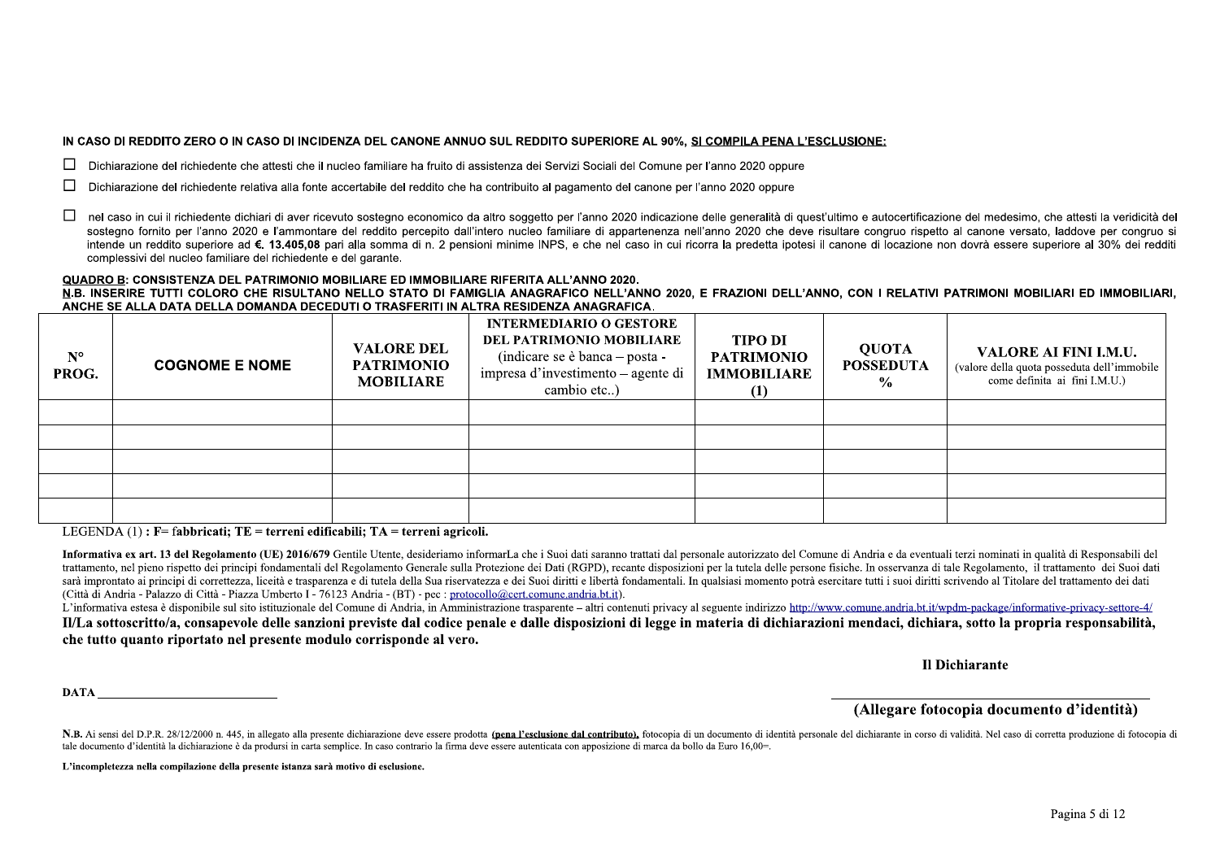**IN CASO DI REDDITO ZERO O IN CASO DI INCIDENZA DEL CANONE ANNUO SUL REDDITO SUPERIORE AL 90%, SI COMPILA PENA L'ESCLUSIONE:**

- ☐ Dichiarazione del richiedente che attesti che il nucleo familiare ha fruito di assistenza dei Servizi Sociali del Comune per l'anno 2020 oppure
- ☐ Dichiarazione del richiedente relativa alla fonte accertabile del reddito che ha contribuito al pagamento del canone per l'anno 2020 oppure
- ☐ nel caso in cui il richiedente dichiari di aver ricevuto sostegno economico da altro soggetto per l'anno 2020 indicazione delle generalità di quest'ultimo e autocertificazione del medesimo, che attesti la veridicità del sostegno fornito per l'anno 2020 e l'ammontare del reddito percepito dall'intero nucleo familiare di appartenenza nell'anno 2020 che deve risultare congruo rispetto al canone versato, laddove per congruo si intende un reddito superiore ad **€. 13.405,08** pari alla somma di n. 2 pensioni minime INPS, e che nel caso in cui ricorra la predetta ipotesi il canone di locazione non dovrà essere superiore al 30% dei redditi complessivi del nucleo familiare del richiedente e del garante.

**QUADRO B: CONSISTENZA DEL PATRIMONIO MOBILIARE ED IMMOBILIARE RIFERITA ALL'ANNO 2020.**
**N.B. INSERIRE TUTTI COLORO CHE RISULTANO NELLO STATO DI FAMIGLIA ANAGRAFICO NELL'ANNO 2020, E FRAZIONI DELL'ANNO, CON I RELATIVI PATRIMONI MOBILIARI ED IMMOBILIARI, ANCHE SE ALLA DATA DELLA DOMANDA DECEDUTI O TRASFERITI IN ALTRA RESIDENZA ANAGRAFICA.**

| N° PROG. | COGNOME E NOME | VALORE DEL PATRIMONIO MOBILIARE | INTERMEDIARIO O GESTORE DEL PATRIMONIO MOBILIARE (indicare se è banca – posta - impresa d'investimento – agente di cambio etc..) | TIPO DI PATRIMONIO IMMOBILIARE (1) | QUOTA POSSEDUTA % | VALORE AI FINI I.M.U. (valore della quota posseduta dell'immobile come definita ai fini I.M.U.) |
|---|---|---|---|---|---|---|
| | | | | | | |
| | | | | | | |
| | | | | | | |
| | | | | | | |
| | | | | | | |

LEGENDA (1) **: F= fabbricati; TE = terreni edificabili; TA = terreni agricoli.**

**Informativa ex art. 13 del Regolamento (UE) 2016/679** Gentile Utente, desideriamo informarLa che i Suoi dati saranno trattati dal personale autorizzato del Comune di Andria e da eventuali terzi nominati in qualità di Responsabili del trattamento, nel pieno rispetto dei principi fondamentali del Regolamento Generale sulla Protezione dei Dati (RGPD), recante disposizioni per la tutela delle persone fisiche. In osservanza di tale Regolamento, il trattamento dei Suoi dati sarà improntato ai principi di correttezza, liceità e trasparenza e di tutela della Sua riservatezza e dei Suoi diritti e libertà fondamentali. In qualsiasi momento potrà esercitare tutti i suoi diritti scrivendo al Titolare del trattamento dei dati (Città di Andria - Palazzo di Città - Piazza Umberto I - 76123 Andria - (BT) - pec : protocollo@cert.comune.andria.bt.it).
L'informativa estesa è disponibile sul sito istituzionale del Comune di Andria, in Amministrazione trasparente – altri contenuti privacy al seguente indirizzo http://www.comune.andria.bt.it/wpdm-package/informative-privacy-settore-4/

**Il/La sottoscritto/a, consapevole delle sanzioni previste dal codice penale e dalle disposizioni di legge in materia di dichiarazioni mendaci, dichiara, sotto la propria responsabilità, che tutto quanto riportato nel presente modulo corrisponde al vero.**

**Il Dichiarante**

**DATA** ____________________________

____________________________________

**(Allegare fotocopia documento d'identità)**

**N.B.** Ai sensi del D.P.R. 28/12/2000 n. 445, in allegato alla presente dichiarazione deve essere prodotta **(pena l'esclusione dal contributo)**, fotocopia di un documento di identità personale del dichiarante in corso di validità. Nel caso di corretta produzione di fotocopia di tale documento d'identità la dichiarazione è da prodursi in carta semplice. In caso contrario la firma deve essere autenticata con apposizione di marca da bollo da Euro 16,00=.

**L'incompletezza nella compilazione della presente istanza sarà motivo di esclusione.**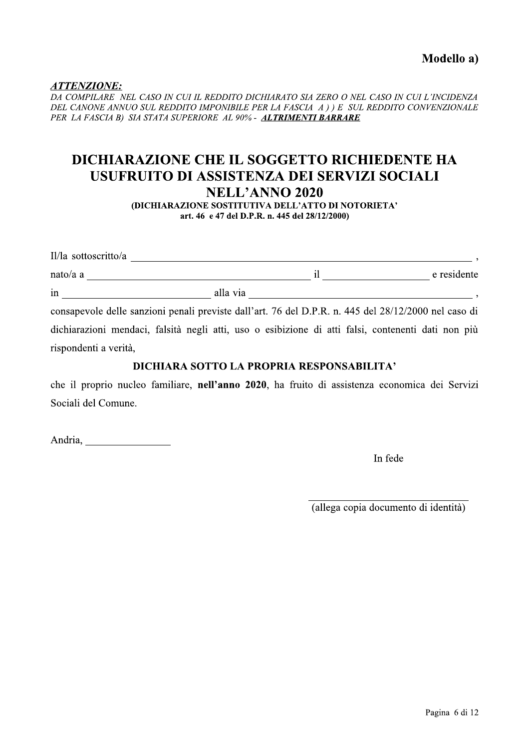**Modello a)**

***ATTENZIONE:***
*DA COMPILARE NEL CASO IN CUI IL REDDITO DICHIARATO SIA ZERO O NEL CASO IN CUI L'INCIDENZA DEL CANONE ANNUO SUL REDDITO IMPONIBILE PER LA FASCIA A ) ) E SUL REDDITO CONVENZIONALE PER LA FASCIA B) SIA STATA SUPERIORE AL 90% -* ***ALTRIMENTI BARRARE***

# DICHIARAZIONE CHE IL SOGGETTO RICHIEDENTE HA USUFRUITO DI ASSISTENZA DEI SERVIZI SOCIALI NELL'ANNO 2020

**(DICHIARAZIONE SOSTITUTIVA DELL'ATTO DI NOTORIETA' art. 46 e 47 del D.P.R. n. 445 del 28/12/2000)**

Il/la sottoscritto/a ______________________________________________________________ ,
nato/a a ________________________________________ il ____________________ e residente
in ____________________________ alla via ___________________________________________ ,
consapevole delle sanzioni penali previste dall'art. 76 del D.P.R. n. 445 del 28/12/2000 nel caso di dichiarazioni mendaci, falsità negli atti, uso o esibizione di atti falsi, contenenti dati non più rispondenti a verità,

**DICHIARA SOTTO LA PROPRIA RESPONSABILITA'**

che il proprio nucleo familiare, **nell'anno 2020**, ha fruito di assistenza economica dei Servizi Sociali del Comune.

Andria, ________________

In fede

______________________________
(allega copia documento di identità)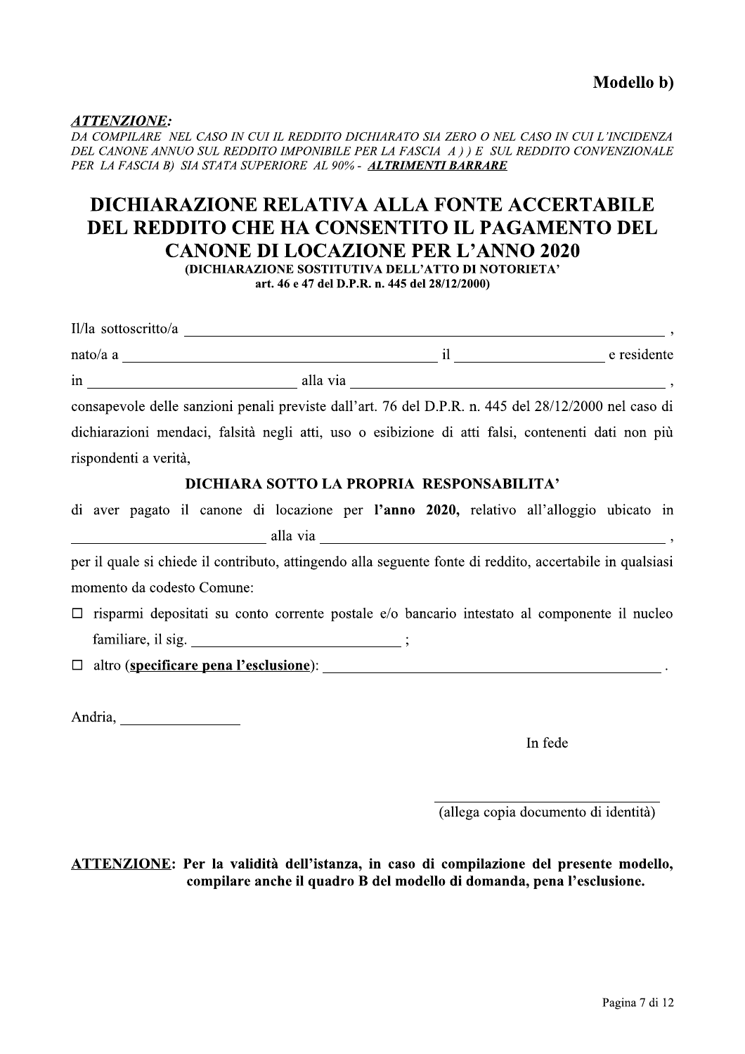**Modello b)**

***ATTENZIONE:***
*DA COMPILARE NEL CASO IN CUI IL REDDITO DICHIARATO SIA ZERO O NEL CASO IN CUI L'INCIDENZA DEL CANONE ANNUO SUL REDDITO IMPONIBILE PER LA FASCIA A ) ) E SUL REDDITO CONVENZIONALE PER LA FASCIA B) SIA STATA SUPERIORE AL 90% -* ***ALTRIMENTI BARRARE***

# DICHIARAZIONE RELATIVA ALLA FONTE ACCERTABILE DEL REDDITO CHE HA CONSENTITO IL PAGAMENTO DEL CANONE DI LOCAZIONE PER L'ANNO 2020

**(DICHIARAZIONE SOSTITUTIVA DELL'ATTO DI NOTORIETA' art. 46 e 47 del D.P.R. n. 445 del 28/12/2000)**

Il/la sottoscritto/a ______________________________________________________________ ,

nato/a a ________________________________________ il __________________ e residente

in __________________________ alla via ________________________________________ ,

consapevole delle sanzioni penali previste dall'art. 76 del D.P.R. n. 445 del 28/12/2000 nel caso di dichiarazioni mendaci, falsità negli atti, uso o esibizione di atti falsi, contenenti dati non più rispondenti a verità,

**DICHIARA SOTTO LA PROPRIA RESPONSABILITA'**

di aver pagato il canone di locazione per **l'anno 2020,** relativo all'alloggio ubicato in

__________________________ alla via ______________________________________________ ,

per il quale si chiede il contributo, attingendo alla seguente fonte di reddito, accertabile in qualsiasi momento da codesto Comune:

- ☐ risparmi depositati su conto corrente postale e/o bancario intestato al componente il nucleo familiare, il sig. ____________________________ ;
- ☐ altro (**specificare pena l'esclusione**): ______________________________________________ .

Andria, ________________

In fede

______________________________
(allega copia documento di identità)

**ATTENZIONE: Per la validità dell'istanza, in caso di compilazione del presente modello, compilare anche il quadro B del modello di domanda, pena l'esclusione.**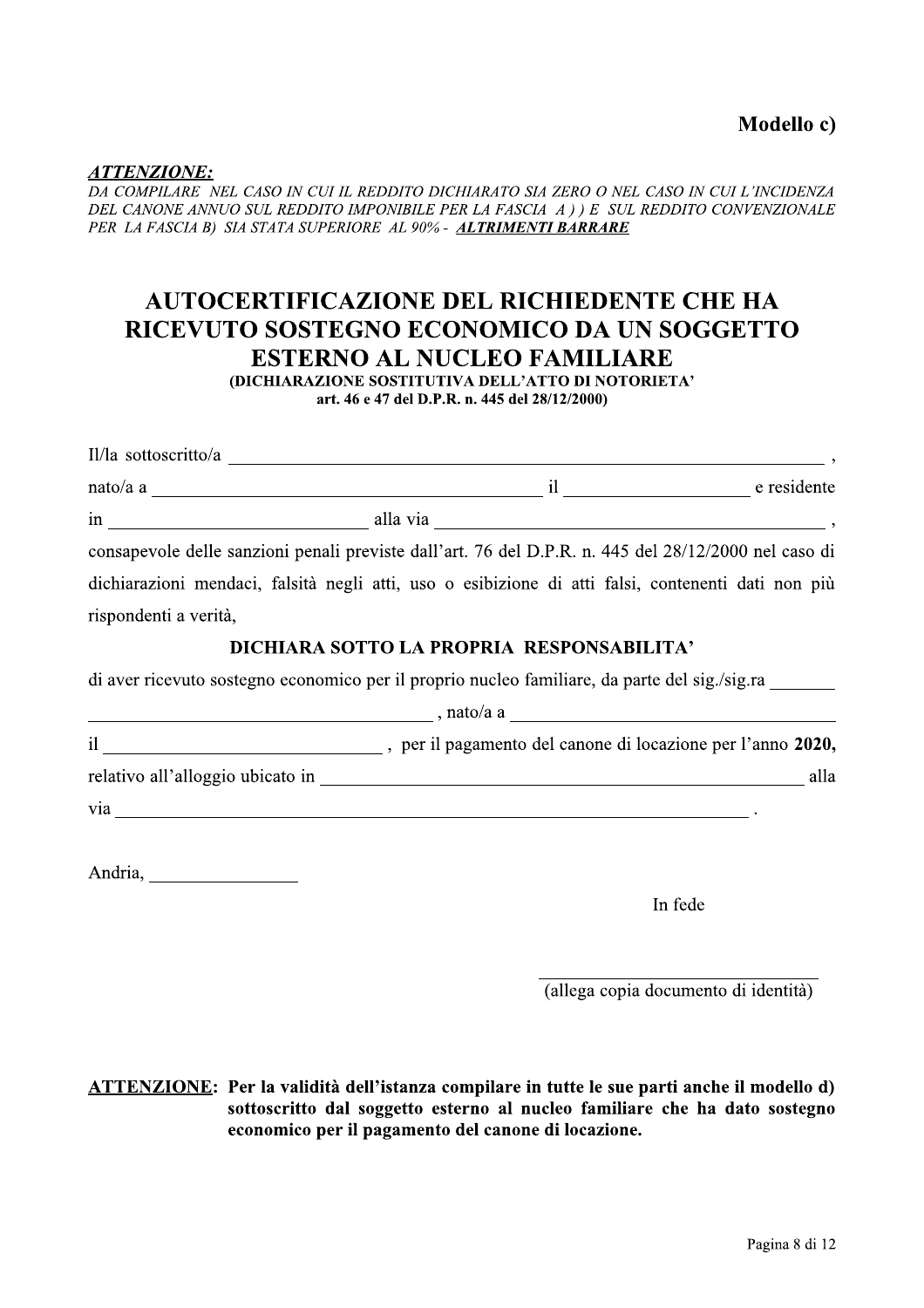**Modello c)**

***ATTENZIONE:***
*DA COMPILARE NEL CASO IN CUI IL REDDITO DICHIARATO SIA ZERO O NEL CASO IN CUI L'INCIDENZA DEL CANONE ANNUO SUL REDDITO IMPONIBILE PER LA FASCIA A ) ) E SUL REDDITO CONVENZIONALE PER LA FASCIA B) SIA STATA SUPERIORE AL 90% -* ***ALTRIMENTI BARRARE***

# AUTOCERTIFICAZIONE DEL RICHIEDENTE CHE HA RICEVUTO SOSTEGNO ECONOMICO DA UN SOGGETTO ESTERNO AL NUCLEO FAMILIARE

**(DICHIARAZIONE SOSTITUTIVA DELL'ATTO DI NOTORIETA' art. 46 e 47 del D.P.R. n. 445 del 28/12/2000)**

Il/la sottoscritto/a ______________________________________________________________ ,
nato/a a ________________________________________ il __________________ e residente
in __________________________ alla via ________________________________________ ,
consapevole delle sanzioni penali previste dall'art. 76 del D.P.R. n. 445 del 28/12/2000 nel caso di dichiarazioni mendaci, falsità negli atti, uso o esibizione di atti falsi, contenenti dati non più rispondenti a verità,

**DICHIARA SOTTO LA PROPRIA RESPONSABILITA'**

di aver ricevuto sostegno economico per il proprio nucleo familiare, da parte del sig./sig.ra _______ ___________________________________ , nato/a a ___________________________________
il ____________________________ , per il pagamento del canone di locazione per l'anno **2020,**
relativo all'alloggio ubicato in ________________________________________________ alla
via ____________________________________________________________________ .

Andria, _______________

In fede

_______________________________
(allega copia documento di identità)

**ATTENZIONE: Per la validità dell'istanza compilare in tutte le sue parti anche il modello d) sottoscritto dal soggetto esterno al nucleo familiare che ha dato sostegno economico per il pagamento del canone di locazione.**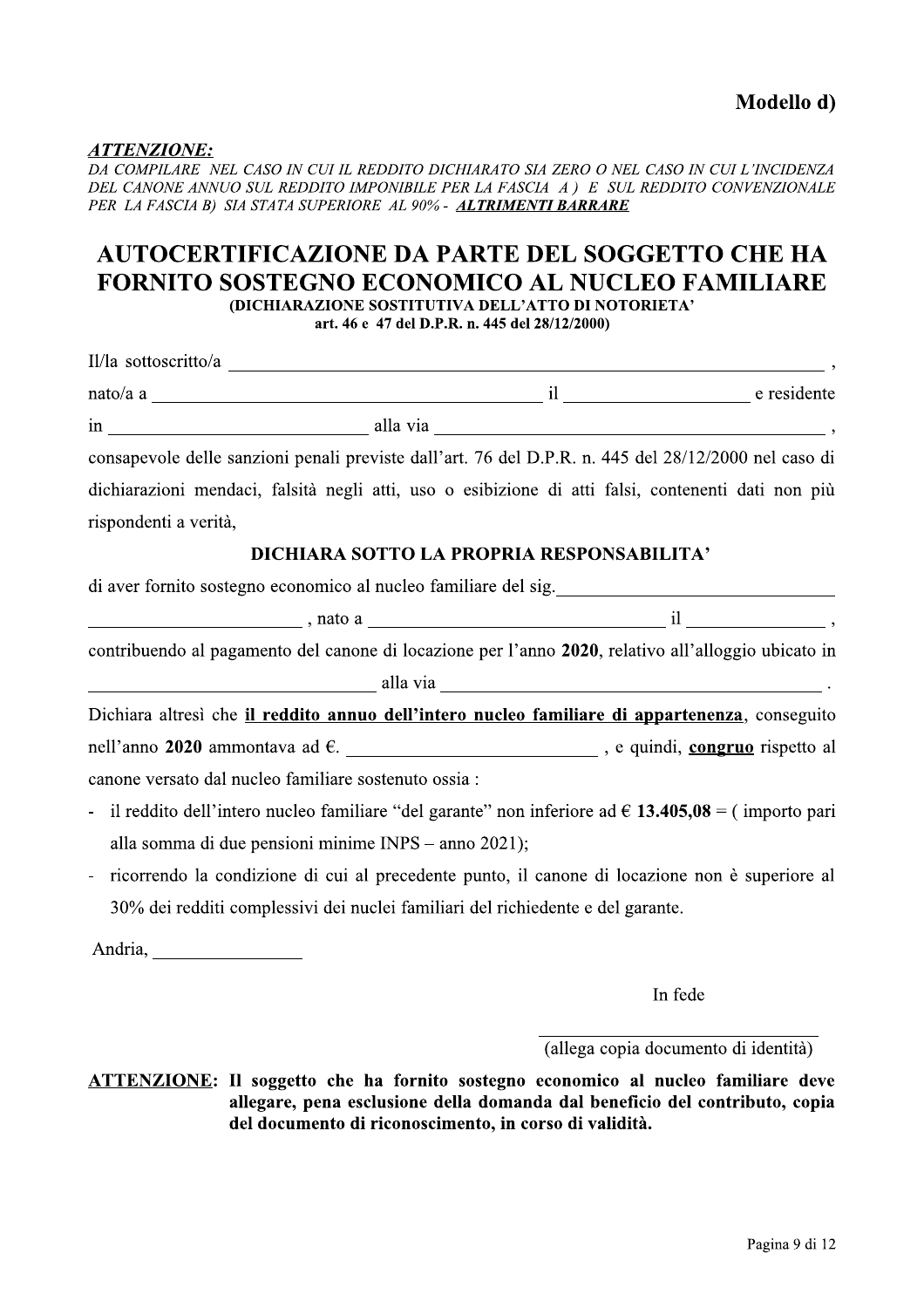**Modello d)**

***ATTENZIONE:***
*DA COMPILARE NEL CASO IN CUI IL REDDITO DICHIARATO SIA ZERO O NEL CASO IN CUI L'INCIDENZA DEL CANONE ANNUO SUL REDDITO IMPONIBILE PER LA FASCIA A ) E SUL REDDITO CONVENZIONALE PER LA FASCIA B) SIA STATA SUPERIORE AL 90% -* ***ALTRIMENTI BARRARE***

# AUTOCERTIFICAZIONE DA PARTE DEL SOGGETTO CHE HA FORNITO SOSTEGNO ECONOMICO AL NUCLEO FAMILIARE

**(DICHIARAZIONE SOSTITUTIVA DELL'ATTO DI NOTORIETA' art. 46 e 47 del D.P.R. n. 445 del 28/12/2000)**

Il/la sottoscritto/a ______________________________________________________________ ,

nato/a a ________________________________ il ________________ e residente

in ______________________ alla via ____________________________________ ,

consapevole delle sanzioni penali previste dall'art. 76 del D.P.R. n. 445 del 28/12/2000 nel caso di dichiarazioni mendaci, falsità negli atti, uso o esibizione di atti falsi, contenenti dati non più rispondenti a verità,

**DICHIARA SOTTO LA PROPRIA RESPONSABILITA'**

di aver fornito sostegno economico al nucleo familiare del sig.____________________________

____________________ , nato a ___________________________ il _____________ ,

contribuendo al pagamento del canone di locazione per l'anno **2020**, relativo all'alloggio ubicato in

__________________________ alla via ____________________________________ .

Dichiara altresì che **il reddito annuo dell'intero nucleo familiare di appartenenza**, conseguito nell'anno **2020** ammontava ad €. ________________________ , e quindi, **congruo** rispetto al canone versato dal nucleo familiare sostenuto ossia :

- il reddito dell'intero nucleo familiare "del garante" non inferiore ad **€ 13.405,08** = ( importo pari alla somma di due pensioni minime INPS – anno 2021);
- ricorrendo la condizione di cui al precedente punto, il canone di locazione non è superiore al 30% dei redditi complessivi dei nuclei familiari del richiedente e del garante.

Andria, ______________

In fede

___________________________

(allega copia documento di identità)

**ATTENZIONE: Il soggetto che ha fornito sostegno economico al nucleo familiare deve allegare, pena esclusione della domanda dal beneficio del contributo, copia del documento di riconoscimento, in corso di validità.**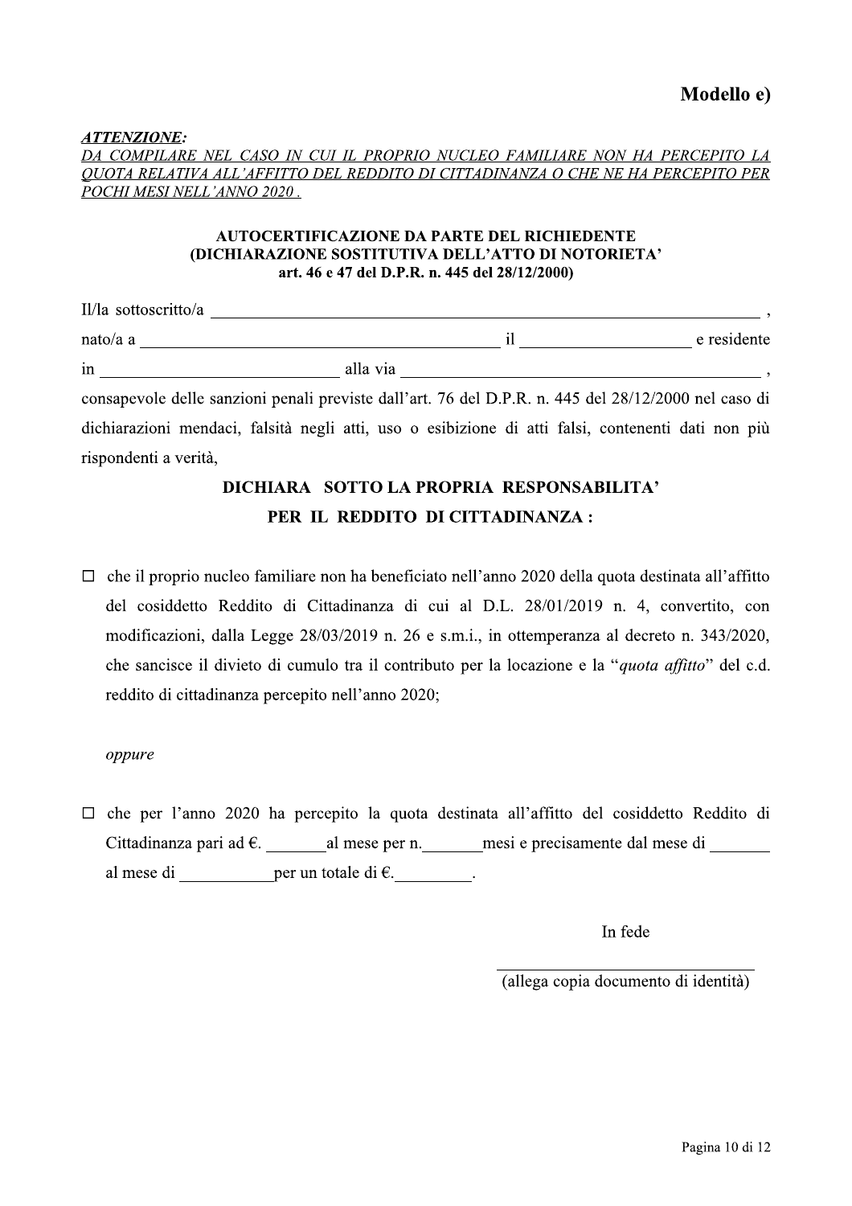**Modello e)**

***ATTENZIONE:***
*DA COMPILARE NEL CASO IN CUI IL PROPRIO NUCLEO FAMILIARE NON HA PERCEPITO LA QUOTA RELATIVA ALL'AFFITTO DEL REDDITO DI CITTADINANZA O CHE NE HA PERCEPITO PER POCHI MESI NELL'ANNO 2020 .*

**AUTOCERTIFICAZIONE DA PARTE DEL RICHIEDENTE**
**(DICHIARAZIONE SOSTITUTIVA DELL'ATTO DI NOTORIETA'**
**art. 46 e 47 del D.P.R. n. 445 del 28/12/2000)**

Il/la sottoscritto/a ______________________________________________________________ ,

nato/a a ________________________________________ il ____________________ e residente

in ____________________________ alla via ____________________________________________ ,

consapevole delle sanzioni penali previste dall'art. 76 del D.P.R. n. 445 del 28/12/2000 nel caso di dichiarazioni mendaci, falsità negli atti, uso o esibizione di atti falsi, contenenti dati non più rispondenti a verità,

**DICHIARA SOTTO LA PROPRIA RESPONSABILITA'**
**PER IL REDDITO DI CITTADINANZA :**

☐ che il proprio nucleo familiare non ha beneficiato nell'anno 2020 della quota destinata all'affitto del cosiddetto Reddito di Cittadinanza di cui al D.L. 28/01/2019 n. 4, convertito, con modificazioni, dalla Legge 28/03/2019 n. 26 e s.m.i., in ottemperanza al decreto n. 343/2020, che sancisce il divieto di cumulo tra il contributo per la locazione e la "*quota affitto*" del c.d. reddito di cittadinanza percepito nell'anno 2020;

*oppure*

☐ che per l'anno 2020 ha percepito la quota destinata all'affitto del cosiddetto Reddito di Cittadinanza pari ad €. _______al mese per n._______mesi e precisamente dal mese di _______ al mese di ___________per un totale di €._________.

In fede

_______________________________
(allega copia documento di identità)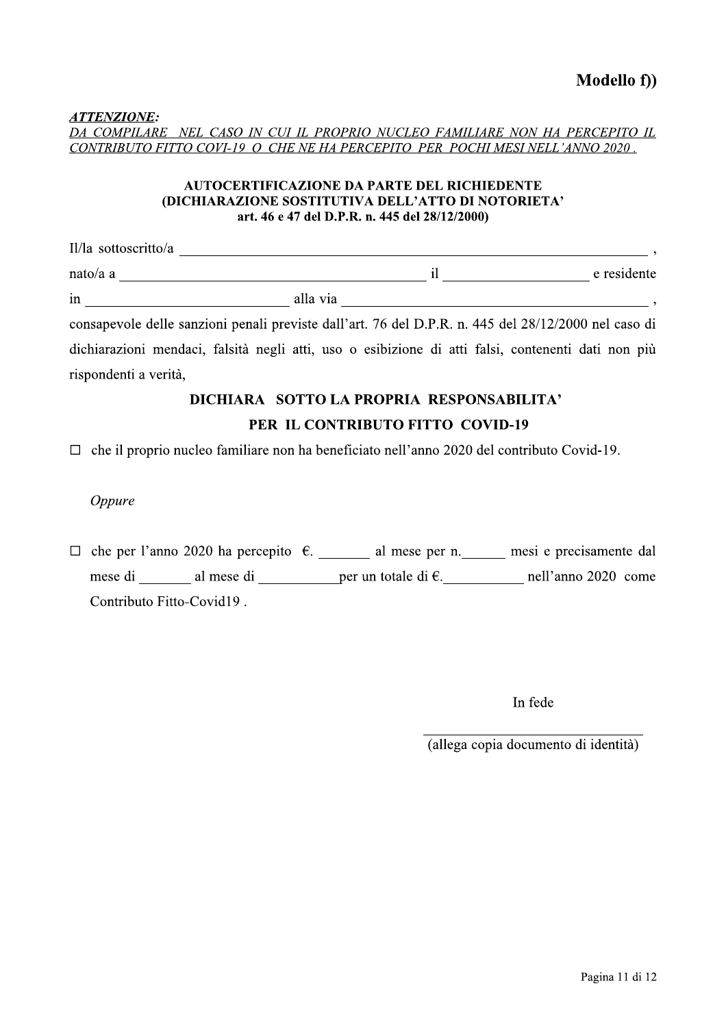**Modello f))**

***ATTENZIONE:***

*DA COMPILARE NEL CASO IN CUI IL PROPRIO NUCLEO FAMILIARE NON HA PERCEPITO IL CONTRIBUTO FITTO COVI-19 O CHE NE HA PERCEPITO PER POCHI MESI NELL'ANNO 2020 .*

**AUTOCERTIFICAZIONE DA PARTE DEL RICHIEDENTE**
**(DICHIARAZIONE SOSTITUTIVA DELL'ATTO DI NOTORIETA'**
**art. 46 e 47 del D.P.R. n. 445 del 28/12/2000)**

Il/la sottoscritto/a ______________________________________________________________ ,

nato/a a ________________________________________ il __________________ e residente

in __________________________ alla via ________________________________________ ,

consapevole delle sanzioni penali previste dall'art. 76 del D.P.R. n. 445 del 28/12/2000 nel caso di dichiarazioni mendaci, falsità negli atti, uso o esibizione di atti falsi, contenenti dati non più rispondenti a verità,

**DICHIARA SOTTO LA PROPRIA RESPONSABILITA'**
**PER IL CONTRIBUTO FITTO COVID-19**

☐ che il proprio nucleo familiare non ha beneficiato nell'anno 2020 del contributo Covid-19.

*Oppure*

☐ che per l'anno 2020 ha percepito €. _______ al mese per n.______ mesi e precisamente dal mese di _______ al mese di ___________per un totale di €.___________ nell'anno 2020 come Contributo Fitto-Covid19 .

In fede

______________________________
(allega copia documento di identità)